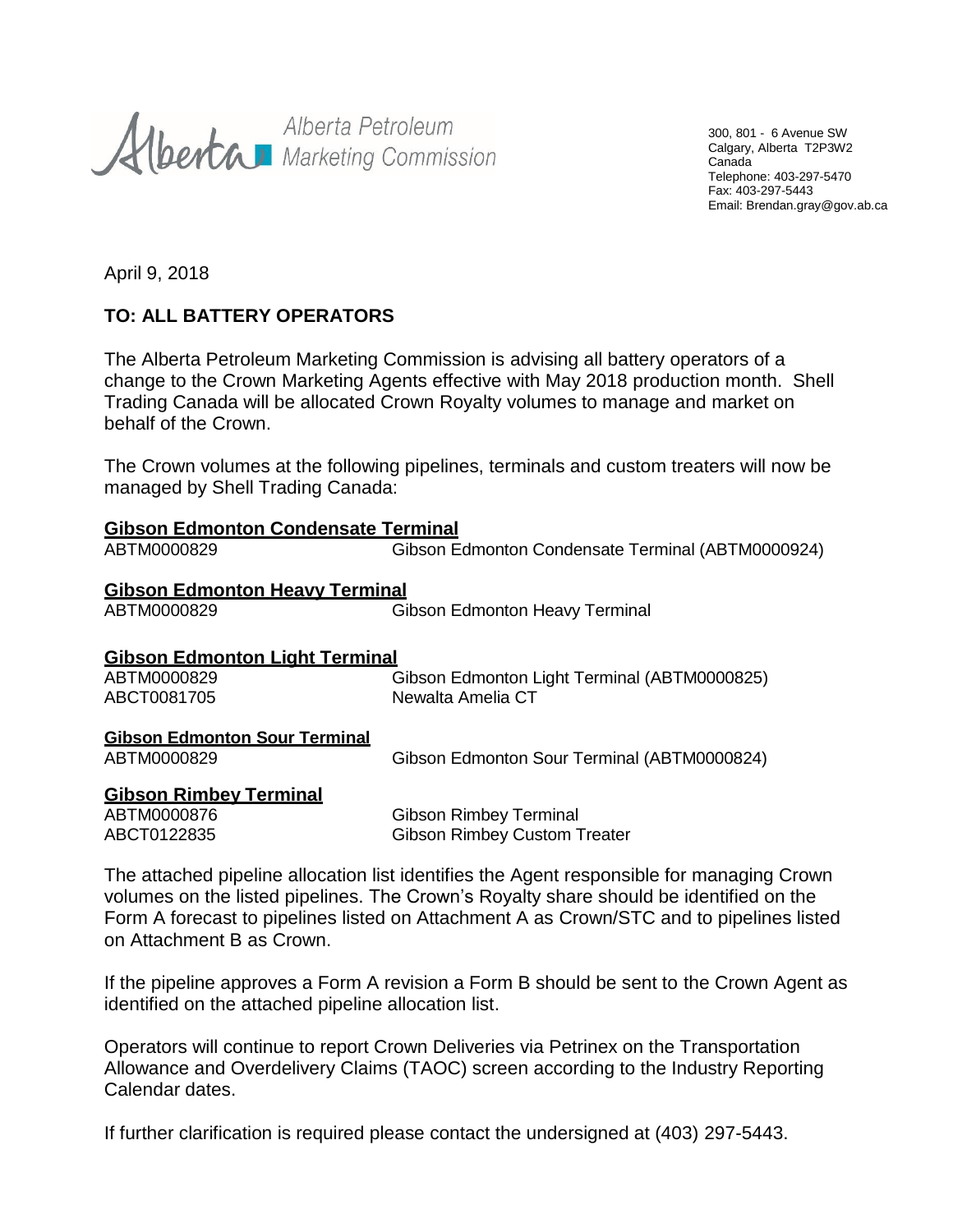Alberta Petroleum Marketing Commission

300, 801 - 6 Avenue SW
Calgary, Alberta T2P3W2
Canada
Telephone: 403-297-5470
Fax: 403-297-5443
Email: Brendan.gray@gov.ab.ca

April 9, 2018

**TO: ALL BATTERY OPERATORS**

The Alberta Petroleum Marketing Commission is advising all battery operators of a change to the Crown Marketing Agents effective with May 2018 production month. Shell Trading Canada will be allocated Crown Royalty volumes to manage and market on behalf of the Crown.

The Crown volumes at the following pipelines, terminals and custom treaters will now be managed by Shell Trading Canada:

**Gibson Edmonton Condensate Terminal**

| | |
|---|---|
| ABTM0000829 | Gibson Edmonton Condensate Terminal (ABTM0000924) |

**Gibson Edmonton Heavy Terminal**

| | |
|---|---|
| ABTM0000829 | Gibson Edmonton Heavy Terminal |

**Gibson Edmonton Light Terminal**

| | |
|---|---|
| ABTM0000829 | Gibson Edmonton Light Terminal (ABTM0000825) |
| ABCT0081705 | Newalta Amelia CT |

**Gibson Edmonton Sour Terminal**

| | |
|---|---|
| ABTM0000829 | Gibson Edmonton Sour Terminal (ABTM0000824) |

**Gibson Rimbey Terminal**

| | |
|---|---|
| ABTM0000876 | Gibson Rimbey Terminal |
| ABCT0122835 | Gibson Rimbey Custom Treater |

The attached pipeline allocation list identifies the Agent responsible for managing Crown volumes on the listed pipelines. The Crown's Royalty share should be identified on the Form A forecast to pipelines listed on Attachment A as Crown/STC and to pipelines listed on Attachment B as Crown.

If the pipeline approves a Form A revision a Form B should be sent to the Crown Agent as identified on the attached pipeline allocation list.

Operators will continue to report Crown Deliveries via Petrinex on the Transportation Allowance and Overdelivery Claims (TAOC) screen according to the Industry Reporting Calendar dates.

If further clarification is required please contact the undersigned at (403) 297-5443.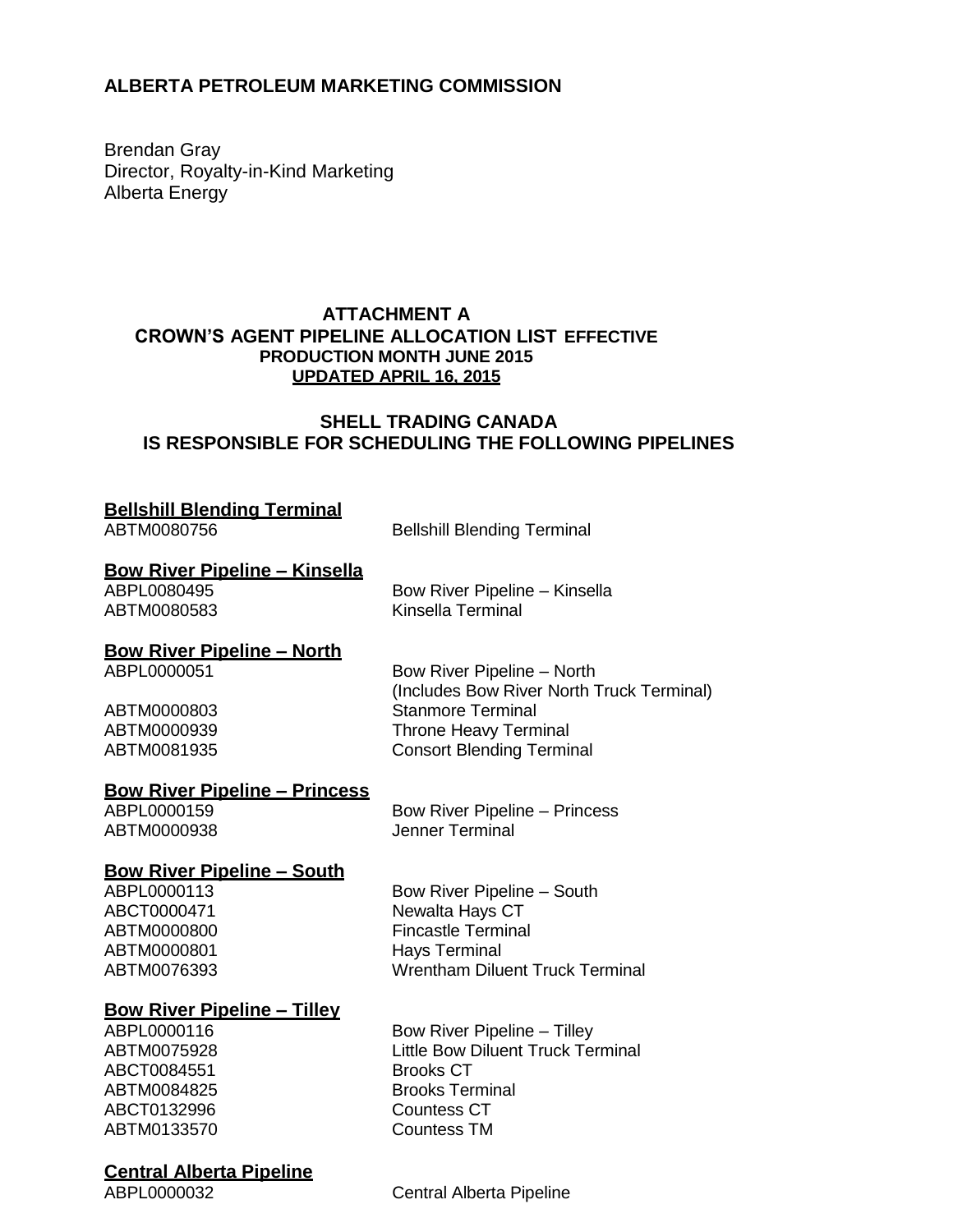**ALBERTA PETROLEUM MARKETING COMMISSION**

Brendan Gray
Director, Royalty-in-Kind Marketing
Alberta Energy

**ATTACHMENT A**
**CROWN'S AGENT PIPELINE ALLOCATION LIST EFFECTIVE**
**PRODUCTION MONTH JUNE 2015**
**UPDATED APRIL 16, 2015**

**SHELL TRADING CANADA**
**IS RESPONSIBLE FOR SCHEDULING THE FOLLOWING PIPELINES**

**Bellshill Blending Terminal**

| | |
|---|---|
| ABTM0080756 | Bellshill Blending Terminal |

**Bow River Pipeline – Kinsella**

| | |
|---|---|
| ABPL0080495 | Bow River Pipeline – Kinsella |
| ABTM0080583 | Kinsella Terminal |

**Bow River Pipeline – North**

| | |
|---|---|
| ABPL0000051 | Bow River Pipeline – North (Includes Bow River North Truck Terminal) |
| ABTM0000803 | Stanmore Terminal |
| ABTM0000939 | Throne Heavy Terminal |
| ABTM0081935 | Consort Blending Terminal |

**Bow River Pipeline – Princess**

| | |
|---|---|
| ABPL0000159 | Bow River Pipeline – Princess |
| ABTM0000938 | Jenner Terminal |

**Bow River Pipeline – South**

| | |
|---|---|
| ABPL0000113 | Bow River Pipeline – South |
| ABCT0000471 | Newalta Hays CT |
| ABTM0000800 | Fincastle Terminal |
| ABTM0000801 | Hays Terminal |
| ABTM0076393 | Wrentham Diluent Truck Terminal |

**Bow River Pipeline – Tilley**

| | |
|---|---|
| ABPL0000116 | Bow River Pipeline – Tilley |
| ABTM0075928 | Little Bow Diluent Truck Terminal |
| ABCT0084551 | Brooks CT |
| ABTM0084825 | Brooks Terminal |
| ABCT0132996 | Countess CT |
| ABTM0133570 | Countess TM |

**Central Alberta Pipeline**

| | |
|---|---|
| ABPL0000032 | Central Alberta Pipeline |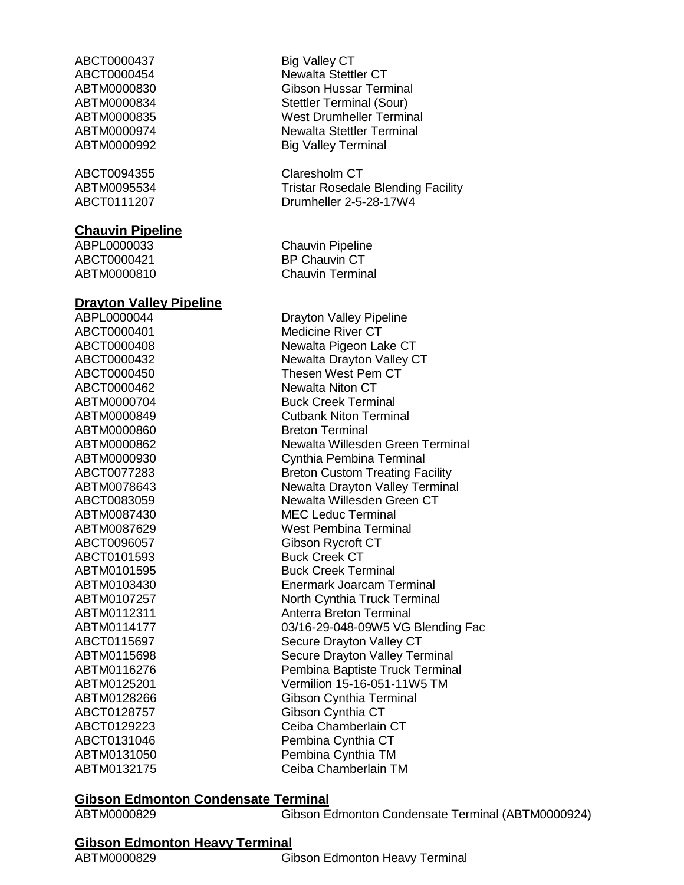ABCT0000437 Big Valley CT
ABCT0000454 Newalta Stettler CT
ABTM0000830 Gibson Hussar Terminal
ABTM0000834 Stettler Terminal (Sour)
ABTM0000835 West Drumheller Terminal
ABTM0000974 Newalta Stettler Terminal
ABTM0000992 Big Valley Terminal

ABCT0094355 Claresholm CT
ABTM0095534 Tristar Rosedale Blending Facility
ABCT0111207 Drumheller 2-5-28-17W4

## Chauvin Pipeline

ABPL0000033 Chauvin Pipeline
ABCT0000421 BP Chauvin CT
ABTM0000810 Chauvin Terminal

## Drayton Valley Pipeline

ABPL0000044 Drayton Valley Pipeline
ABCT0000401 Medicine River CT
ABCT0000408 Newalta Pigeon Lake CT
ABCT0000432 Newalta Drayton Valley CT
ABCT0000450 Thesen West Pem CT
ABCT0000462 Newalta Niton CT
ABTM0000704 Buck Creek Terminal
ABTM0000849 Cutbank Niton Terminal
ABTM0000860 Breton Terminal
ABTM0000862 Newalta Willesden Green Terminal
ABTM0000930 Cynthia Pembina Terminal
ABCT0077283 Breton Custom Treating Facility
ABTM0078643 Newalta Drayton Valley Terminal
ABCT0083059 Newalta Willesden Green CT
ABTM0087430 MEC Leduc Terminal
ABTM0087629 West Pembina Terminal
ABCT0096057 Gibson Rycroft CT
ABCT0101593 Buck Creek CT
ABTM0101595 Buck Creek Terminal
ABTM0103430 Enermark Joarcam Terminal
ABTM0107257 North Cynthia Truck Terminal
ABTM0112311 Anterra Breton Terminal
ABTM0114177 03/16-29-048-09W5 VG Blending Fac
ABCT0115697 Secure Drayton Valley CT
ABTM0115698 Secure Drayton Valley Terminal
ABTM0116276 Pembina Baptiste Truck Terminal
ABTM0125201 Vermilion 15-16-051-11W5 TM
ABTM0128266 Gibson Cynthia Terminal
ABCT0128757 Gibson Cynthia CT
ABCT0129223 Ceiba Chamberlain CT
ABCT0131046 Pembina Cynthia CT
ABTM0131050 Pembina Cynthia TM
ABTM0132175 Ceiba Chamberlain TM

## Gibson Edmonton Condensate Terminal

ABTM0000829 Gibson Edmonton Condensate Terminal (ABTM0000924)

## Gibson Edmonton Heavy Terminal

ABTM0000829 Gibson Edmonton Heavy Terminal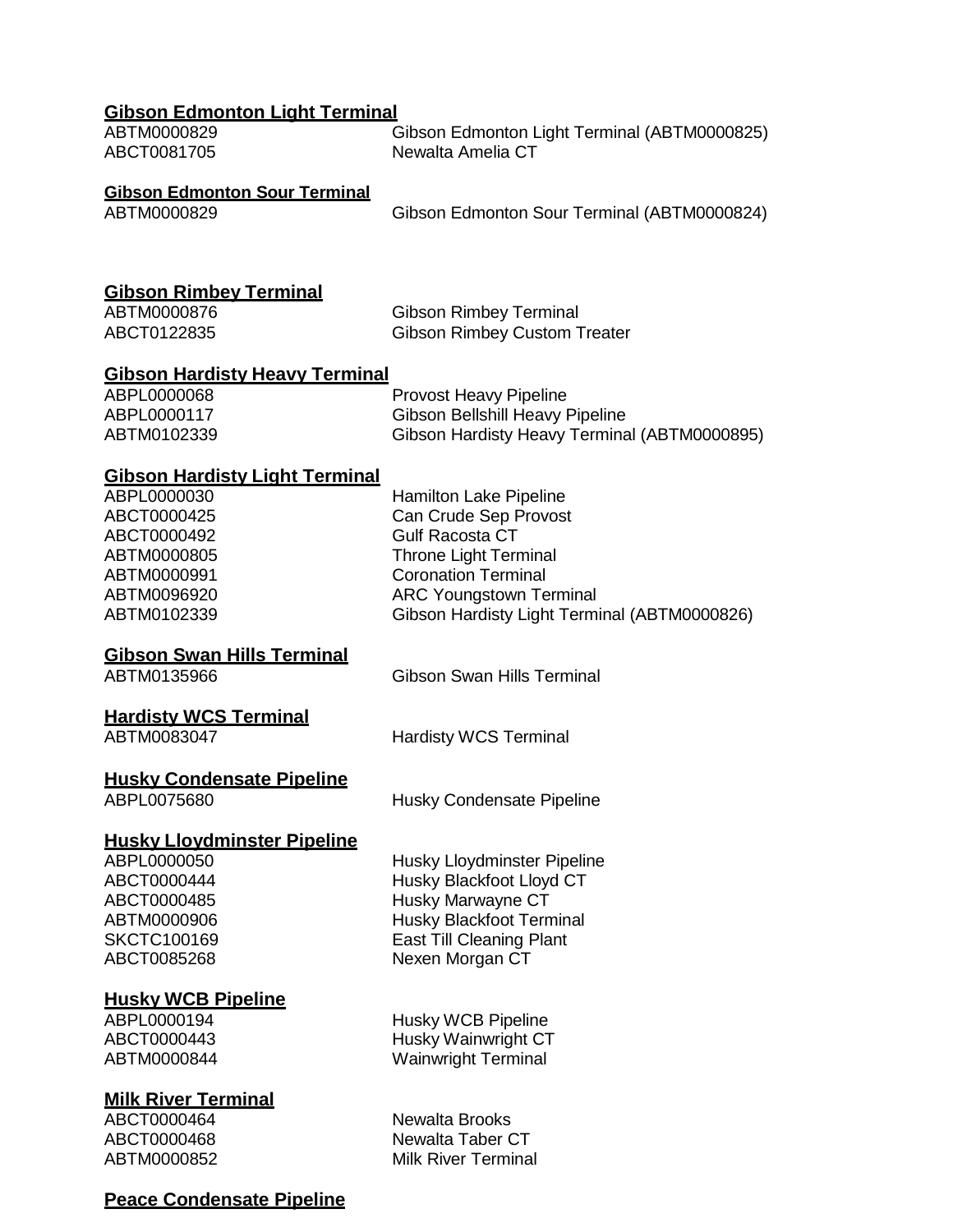**Gibson Edmonton Light Terminal**

ABTM0000829 Gibson Edmonton Light Terminal (ABTM0000825)
ABCT0081705 Newalta Amelia CT

**Gibson Edmonton Sour Terminal**

ABTM0000829 Gibson Edmonton Sour Terminal (ABTM0000824)

**Gibson Rimbey Terminal**

ABTM0000876 Gibson Rimbey Terminal
ABCT0122835 Gibson Rimbey Custom Treater

**Gibson Hardisty Heavy Terminal**

ABPL0000068 Provost Heavy Pipeline
ABPL0000117 Gibson Bellshill Heavy Pipeline
ABTM0102339 Gibson Hardisty Heavy Terminal (ABTM0000895)

**Gibson Hardisty Light Terminal**

ABPL0000030 Hamilton Lake Pipeline
ABCT0000425 Can Crude Sep Provost
ABCT0000492 Gulf Racosta CT
ABTM0000805 Throne Light Terminal
ABTM0000991 Coronation Terminal
ABTM0096920 ARC Youngstown Terminal
ABTM0102339 Gibson Hardisty Light Terminal (ABTM0000826)

**Gibson Swan Hills Terminal**

ABTM0135966 Gibson Swan Hills Terminal

**Hardisty WCS Terminal**

ABTM0083047 Hardisty WCS Terminal

**Husky Condensate Pipeline**

ABPL0075680 Husky Condensate Pipeline

**Husky Lloydminster Pipeline**

ABPL0000050 Husky Lloydminster Pipeline
ABCT0000444 Husky Blackfoot Lloyd CT
ABCT0000485 Husky Marwayne CT
ABTM0000906 Husky Blackfoot Terminal
SKCTC100169 East Till Cleaning Plant
ABCT0085268 Nexen Morgan CT

**Husky WCB Pipeline**

ABPL0000194 Husky WCB Pipeline
ABCT0000443 Husky Wainwright CT
ABTM0000844 Wainwright Terminal

**Milk River Terminal**

ABCT0000464 Newalta Brooks
ABCT0000468 Newalta Taber CT
ABTM0000852 Milk River Terminal

**Peace Condensate Pipeline**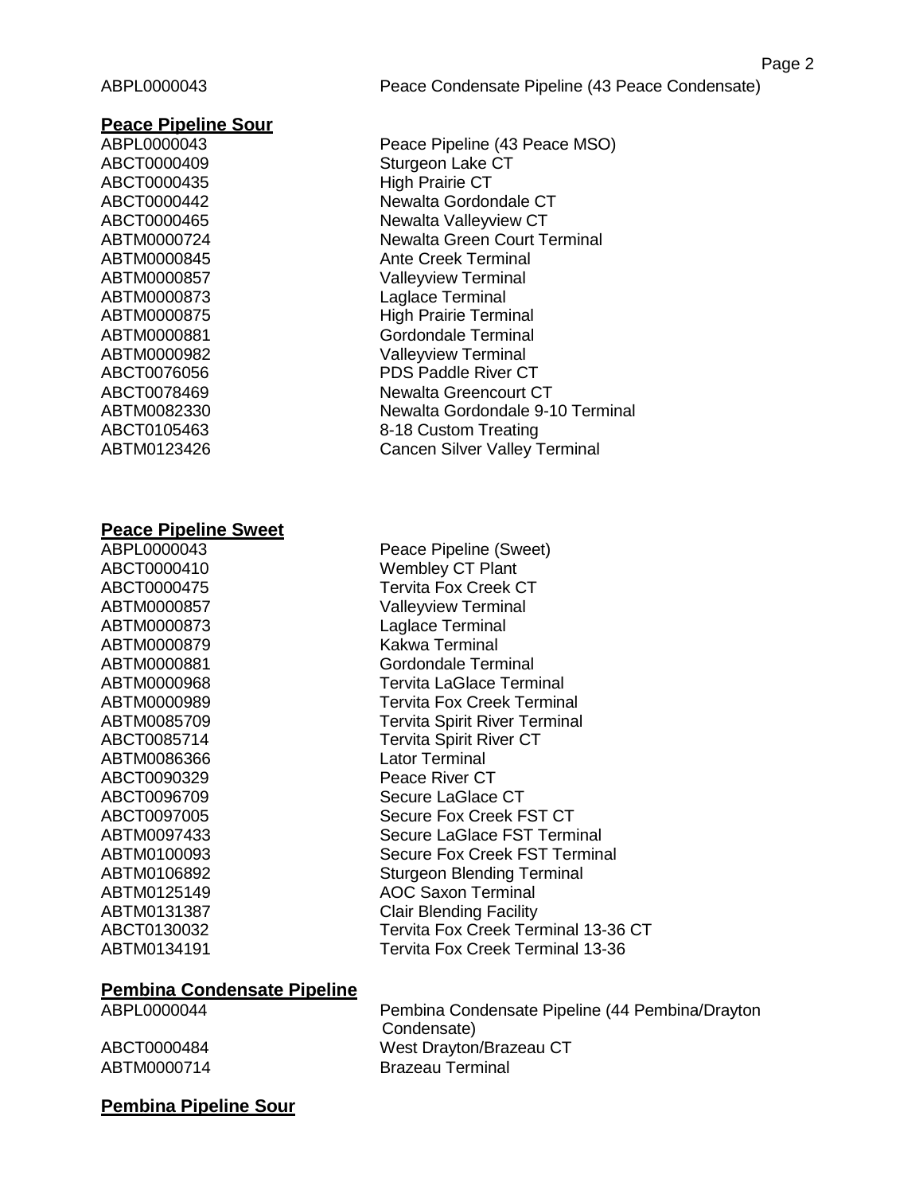ABPL0000043 Peace Condensate Pipeline (43 Peace Condensate)

**Peace Pipeline Sour**

| | |
|---|---|
| ABPL0000043 | Peace Pipeline (43 Peace MSO) |
| ABCT0000409 | Sturgeon Lake CT |
| ABCT0000435 | High Prairie CT |
| ABCT0000442 | Newalta Gordondale CT |
| ABCT0000465 | Newalta Valleyview CT |
| ABTM0000724 | Newalta Green Court Terminal |
| ABTM0000845 | Ante Creek Terminal |
| ABTM0000857 | Valleyview Terminal |
| ABTM0000873 | Laglace Terminal |
| ABTM0000875 | High Prairie Terminal |
| ABTM0000881 | Gordondale Terminal |
| ABTM0000982 | Valleyview Terminal |
| ABCT0076056 | PDS Paddle River CT |
| ABCT0078469 | Newalta Greencourt CT |
| ABTM0082330 | Newalta Gordondale 9-10 Terminal |
| ABCT0105463 | 8-18 Custom Treating |
| ABTM0123426 | Cancen Silver Valley Terminal |

**Peace Pipeline Sweet**

| | |
|---|---|
| ABPL0000043 | Peace Pipeline (Sweet) |
| ABCT0000410 | Wembley CT Plant |
| ABCT0000475 | Tervita Fox Creek CT |
| ABTM0000857 | Valleyview Terminal |
| ABTM0000873 | Laglace Terminal |
| ABTM0000879 | Kakwa Terminal |
| ABTM0000881 | Gordondale Terminal |
| ABTM0000968 | Tervita LaGlace Terminal |
| ABTM0000989 | Tervita Fox Creek Terminal |
| ABTM0085709 | Tervita Spirit River Terminal |
| ABCT0085714 | Tervita Spirit River CT |
| ABTM0086366 | Lator Terminal |
| ABCT0090329 | Peace River CT |
| ABCT0096709 | Secure LaGlace CT |
| ABCT0097005 | Secure Fox Creek FST CT |
| ABTM0097433 | Secure LaGlace FST Terminal |
| ABTM0100093 | Secure Fox Creek FST Terminal |
| ABTM0106892 | Sturgeon Blending Terminal |
| ABTM0125149 | AOC Saxon Terminal |
| ABTM0131387 | Clair Blending Facility |
| ABCT0130032 | Tervita Fox Creek Terminal 13-36 CT |
| ABTM0134191 | Tervita Fox Creek Terminal 13-36 |

**Pembina Condensate Pipeline**

| | |
|---|---|
| ABPL0000044 | Pembina Condensate Pipeline (44 Pembina/Drayton Condensate) |
| ABCT0000484 | West Drayton/Brazeau CT |
| ABTM0000714 | Brazeau Terminal |

**Pembina Pipeline Sour**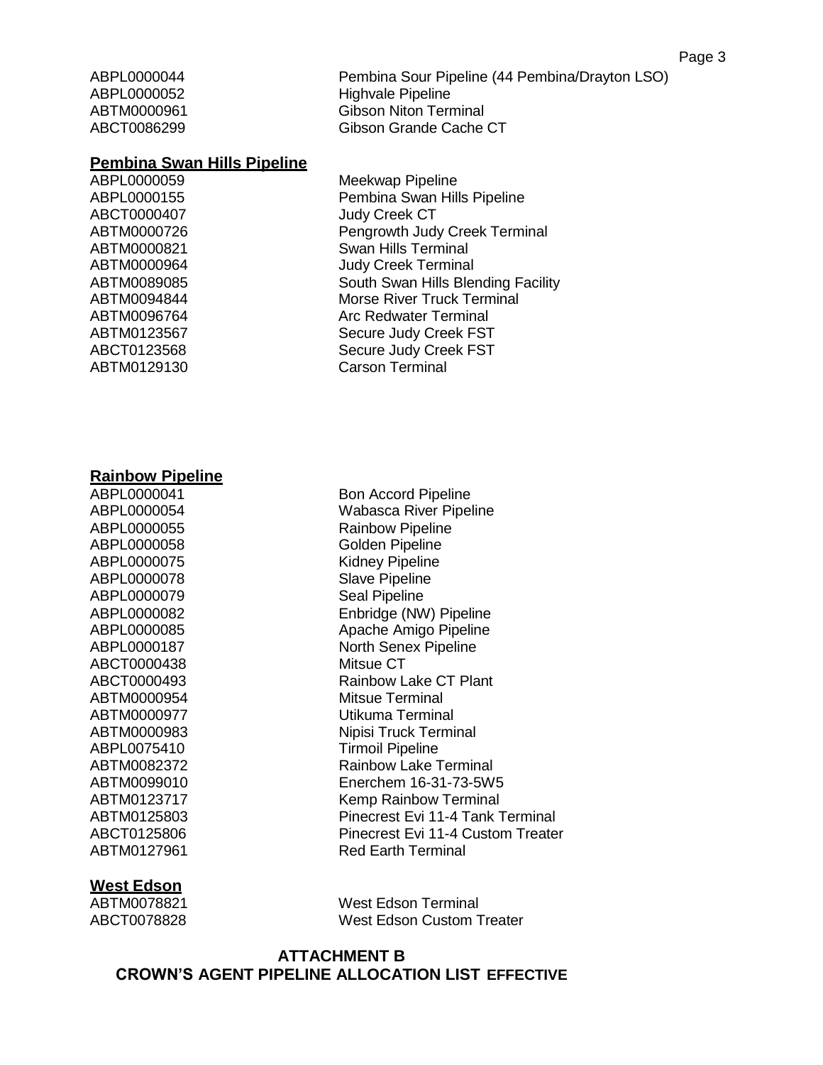ABPL0000044 Pembina Sour Pipeline (44 Pembina/Drayton LSO)
ABPL0000052 Highvale Pipeline
ABTM0000961 Gibson Niton Terminal
ABCT0086299 Gibson Grande Cache CT

**Pembina Swan Hills Pipeline**

| | |
|---|---|
| ABPL0000059 | Meekwap Pipeline |
| ABPL0000155 | Pembina Swan Hills Pipeline |
| ABCT0000407 | Judy Creek CT |
| ABTM0000726 | Pengrowth Judy Creek Terminal |
| ABTM0000821 | Swan Hills Terminal |
| ABTM0000964 | Judy Creek Terminal |
| ABTM0089085 | South Swan Hills Blending Facility |
| ABTM0094844 | Morse River Truck Terminal |
| ABTM0096764 | Arc Redwater Terminal |
| ABTM0123567 | Secure Judy Creek FST |
| ABCT0123568 | Secure Judy Creek FST |
| ABTM0129130 | Carson Terminal |

**Rainbow Pipeline**

| | |
|---|---|
| ABPL0000041 | Bon Accord Pipeline |
| ABPL0000054 | Wabasca River Pipeline |
| ABPL0000055 | Rainbow Pipeline |
| ABPL0000058 | Golden Pipeline |
| ABPL0000075 | Kidney Pipeline |
| ABPL0000078 | Slave Pipeline |
| ABPL0000079 | Seal Pipeline |
| ABPL0000082 | Enbridge (NW) Pipeline |
| ABPL0000085 | Apache Amigo Pipeline |
| ABPL0000187 | North Senex Pipeline |
| ABCT0000438 | Mitsue CT |
| ABCT0000493 | Rainbow Lake CT Plant |
| ABTM0000954 | Mitsue Terminal |
| ABTM0000977 | Utikuma Terminal |
| ABTM0000983 | Nipisi Truck Terminal |
| ABPL0075410 | Tirmoil Pipeline |
| ABTM0082372 | Rainbow Lake Terminal |
| ABTM0099010 | Enerchem 16-31-73-5W5 |
| ABTM0123717 | Kemp Rainbow Terminal |
| ABTM0125803 | Pinecrest Evi 11-4 Tank Terminal |
| ABCT0125806 | Pinecrest Evi 11-4 Custom Treater |
| ABTM0127961 | Red Earth Terminal |

**West Edson**

| | |
|---|---|
| ABTM0078821 | West Edson Terminal |
| ABCT0078828 | West Edson Custom Treater |

**ATTACHMENT B**
**CROWN'S AGENT PIPELINE ALLOCATION LIST EFFECTIVE**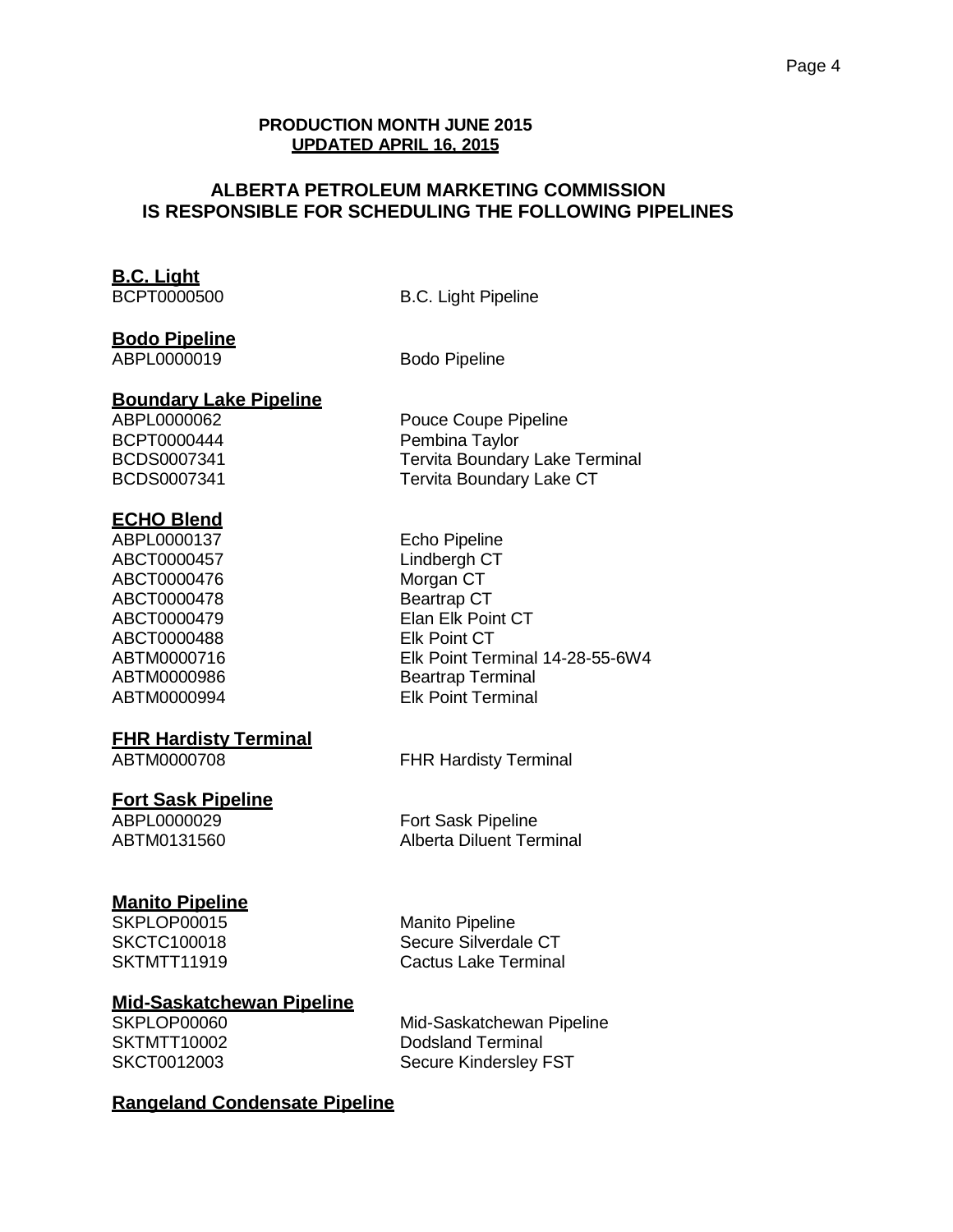**PRODUCTION MONTH JUNE 2015**
**UPDATED APRIL 16, 2015**

## ALBERTA PETROLEUM MARKETING COMMISSION IS RESPONSIBLE FOR SCHEDULING THE FOLLOWING PIPELINES

**B.C. Light**

| | |
|---|---|
| BCPT0000500 | B.C. Light Pipeline |

**Bodo Pipeline**

| | |
|---|---|
| ABPL0000019 | Bodo Pipeline |

**Boundary Lake Pipeline**

| | |
|---|---|
| ABPL0000062 | Pouce Coupe Pipeline |
| BCPT0000444 | Pembina Taylor |
| BCDS0007341 | Tervita Boundary Lake Terminal |
| BCDS0007341 | Tervita Boundary Lake CT |

**ECHO Blend**

| | |
|---|---|
| ABPL0000137 | Echo Pipeline |
| ABCT0000457 | Lindbergh CT |
| ABCT0000476 | Morgan CT |
| ABCT0000478 | Beartrap CT |
| ABCT0000479 | Elan Elk Point CT |
| ABCT0000488 | Elk Point CT |
| ABTM0000716 | Elk Point Terminal 14-28-55-6W4 |
| ABTM0000986 | Beartrap Terminal |
| ABTM0000994 | Elk Point Terminal |

**FHR Hardisty Terminal**

| | |
|---|---|
| ABTM0000708 | FHR Hardisty Terminal |

**Fort Sask Pipeline**

| | |
|---|---|
| ABPL0000029 | Fort Sask Pipeline |
| ABTM0131560 | Alberta Diluent Terminal |

**Manito Pipeline**

| | |
|---|---|
| SKPLOP00015 | Manito Pipeline |
| SKCTC100018 | Secure Silverdale CT |
| SKTMTT11919 | Cactus Lake Terminal |

**Mid-Saskatchewan Pipeline**

| | |
|---|---|
| SKPLOP00060 | Mid-Saskatchewan Pipeline |
| SKTMTT10002 | Dodsland Terminal |
| SKCT0012003 | Secure Kindersley FST |

**Rangeland Condensate Pipeline**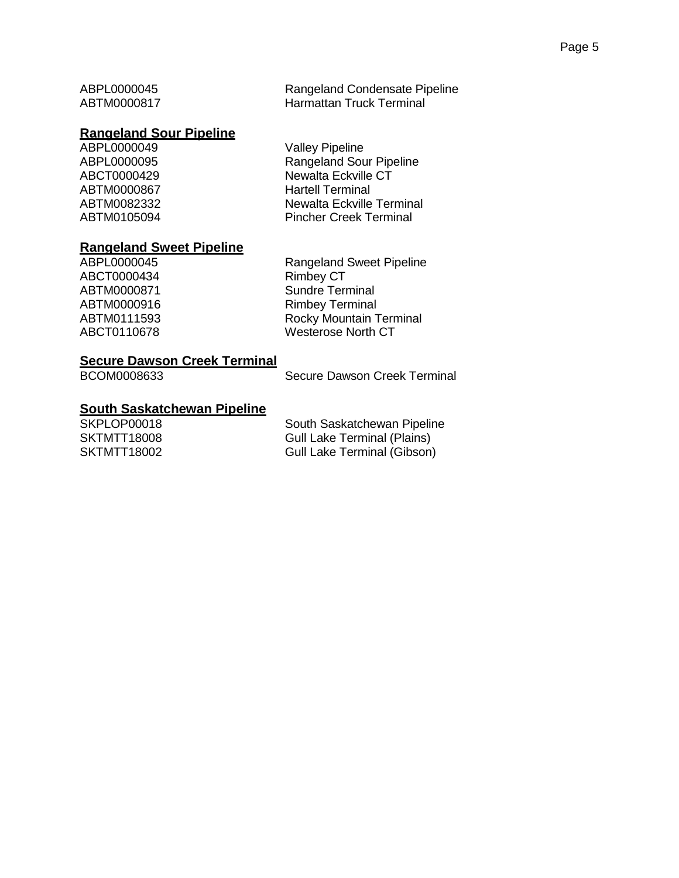| | |
|---|---|
| ABPL0000045 | Rangeland Condensate Pipeline |
| ABTM0000817 | Harmattan Truck Terminal |

## **Rangeland Sour Pipeline**

| | |
|---|---|
| ABPL0000049 | Valley Pipeline |
| ABPL0000095 | Rangeland Sour Pipeline |
| ABCT0000429 | Newalta Eckville CT |
| ABTM0000867 | Hartell Terminal |
| ABTM0082332 | Newalta Eckville Terminal |
| ABTM0105094 | Pincher Creek Terminal |

## **Rangeland Sweet Pipeline**

| | |
|---|---|
| ABPL0000045 | Rangeland Sweet Pipeline |
| ABCT0000434 | Rimbey CT |
| ABTM0000871 | Sundre Terminal |
| ABTM0000916 | Rimbey Terminal |
| ABTM0111593 | Rocky Mountain Terminal |
| ABCT0110678 | Westerose North CT |

## **Secure Dawson Creek Terminal**

| | |
|---|---|
| BCOM0008633 | Secure Dawson Creek Terminal |

## **South Saskatchewan Pipeline**

| | |
|---|---|
| SKPLOP00018 | South Saskatchewan Pipeline |
| SKTMTT18008 | Gull Lake Terminal (Plains) |
| SKTMTT18002 | Gull Lake Terminal (Gibson) |